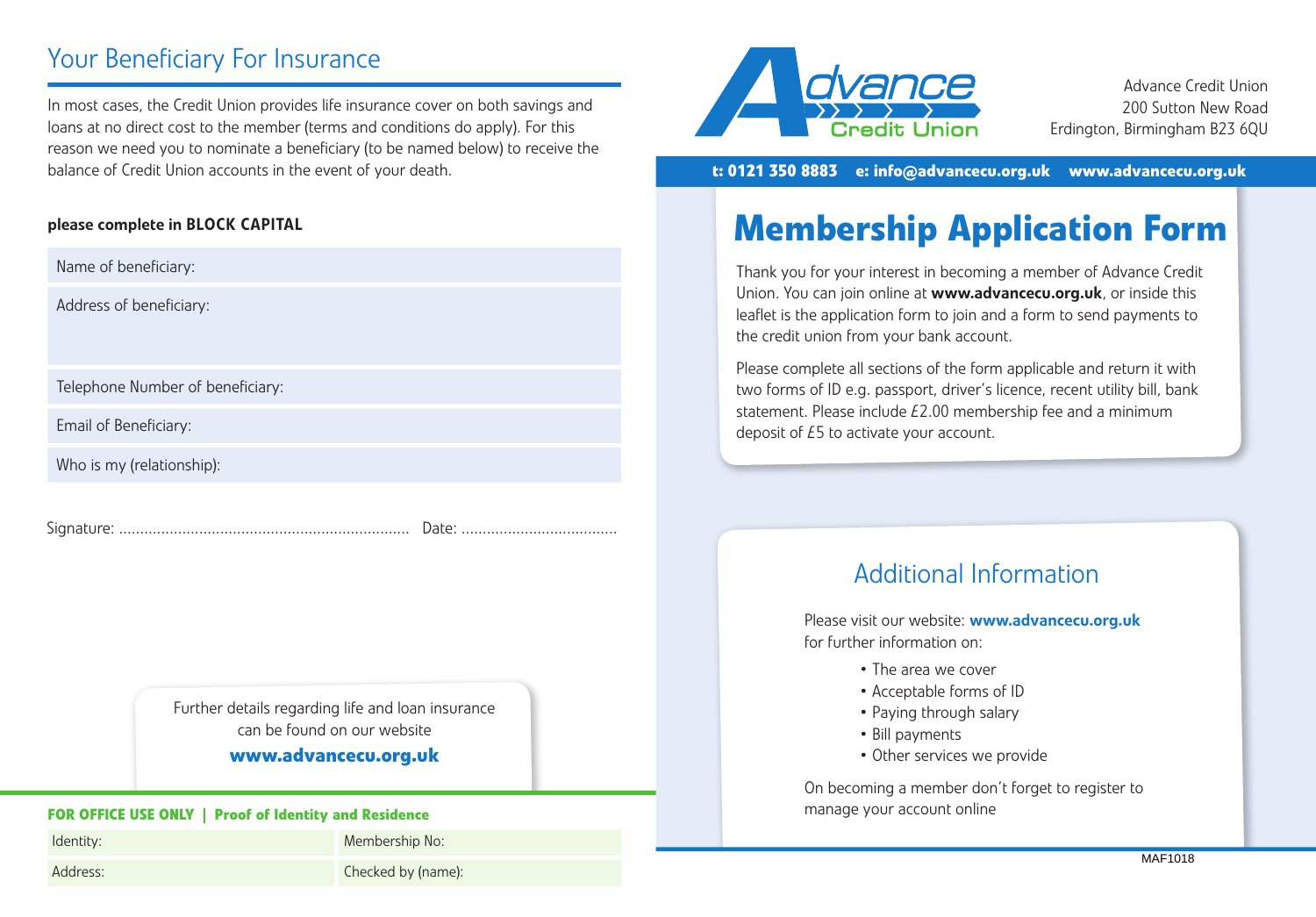## Your Beneficiary For Insurance

In most cases, the Credit Union provides life insurance cover on both savings and loans at no direct cost to the member (terms and conditions do apply). For this reason we need you to nominate a beneficiary (to be named below) to receive the balance of Credit Union accounts in the event of your death.

**please complete in BLOCK CAPITAL**

Name of beneficiary:

Address of beneficiary:

Telephone Number of beneficiary:

Email of Beneficiary:

Who is my (relationship):

Signature: ....................................................................... Date: .....................................

Further details regarding life and loan insurance can be found on our website

**www.advancecu.org.uk**

**FOR OFFICE USE ONLY | Proof of Identity and Residence**

| Identity: | Membership No: |
|---|---|
| Address: | Checked by (name): |

Advance Credit Union
200 Sutton New Road
Erdington, Birmingham B23 6QU

**t: 0121 350 8883 e: info@advancecu.org.uk www.advancecu.org.uk**

# Membership Application Form

Thank you for your interest in becoming a member of Advance Credit Union. You can join online at **www.advancecu.org.uk**, or inside this leaflet is the application form to join and a form to send payments to the credit union from your bank account.

Please complete all sections of the form applicable and return it with two forms of ID e.g. passport, driver's licence, recent utility bill, bank statement. Please include £2.00 membership fee and a minimum deposit of £5 to activate your account.

## Additional Information

Please visit our website: **www.advancecu.org.uk** for further information on:

- The area we cover
- Acceptable forms of ID
- Paying through salary
- Bill payments
- Other services we provide

On becoming a member don't forget to register to manage your account online

MAF1018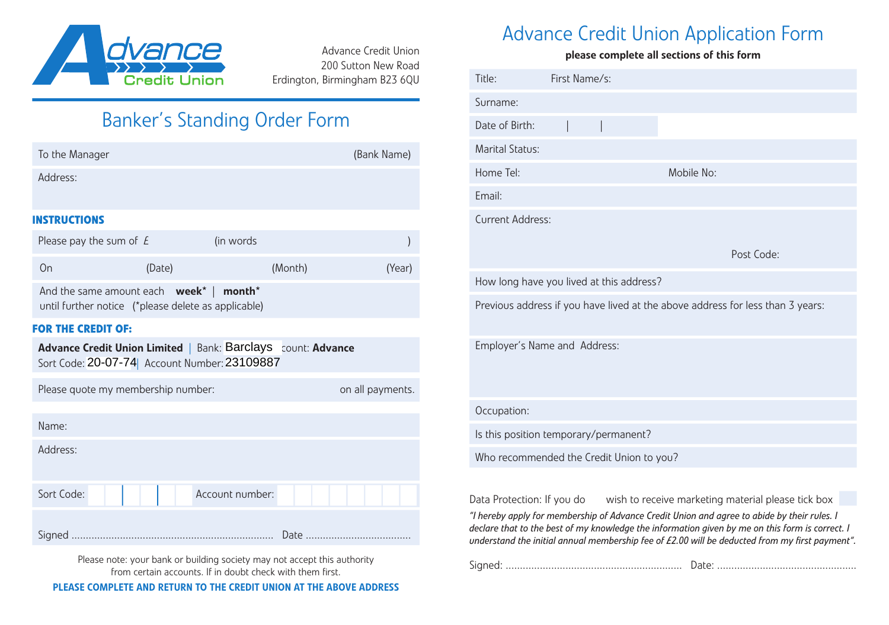Advance Credit Union
200 Sutton New Road
Erdington, Birmingham B23 6QU

# Banker's Standing Order Form

To the Manager (Bank Name)

Address:

## INSTRUCTIONS

Please pay the sum of £ (in words )

On (Date) (Month) (Year)

And the same amount each **week*** | **month***
until further notice (*please delete as applicable)

## FOR THE CREDIT OF:

**Advance Credit Union Limited** | Bank: Barclays count: **Advance**
Sort Code: 20-07-74 | Account Number: 23109887

Please quote my membership number: on all payments.

Name:

Address:

Sort Code: | | | Account number:

Signed ...................................................................... Date ....................................

Please note: your bank or building society may not accept this authority from certain accounts. If in doubt check with them first.

**PLEASE COMPLETE AND RETURN TO THE CREDIT UNION AT THE ABOVE ADDRESS**

# Advance Credit Union Application Form

**please complete all sections of this form**

Title: First Name/s:

Surname:

Date of Birth: | |

Marital Status:

Home Tel: Mobile No:

Email:

Current Address:

Post Code:

How long have you lived at this address?

Previous address if you have lived at the above address for less than 3 years:

Employer's Name and Address:

Occupation:

Is this position temporary/permanent?

Who recommended the Credit Union to you?

Data Protection: If you do wish to receive marketing material please tick box

*"I hereby apply for membership of Advance Credit Union and agree to abide by their rules. I declare that to the best of my knowledge the information given by me on this form is correct. I understand the initial annual membership fee of £2.00 will be deducted from my first payment".*

Signed: .............................................................. Date: .................................................